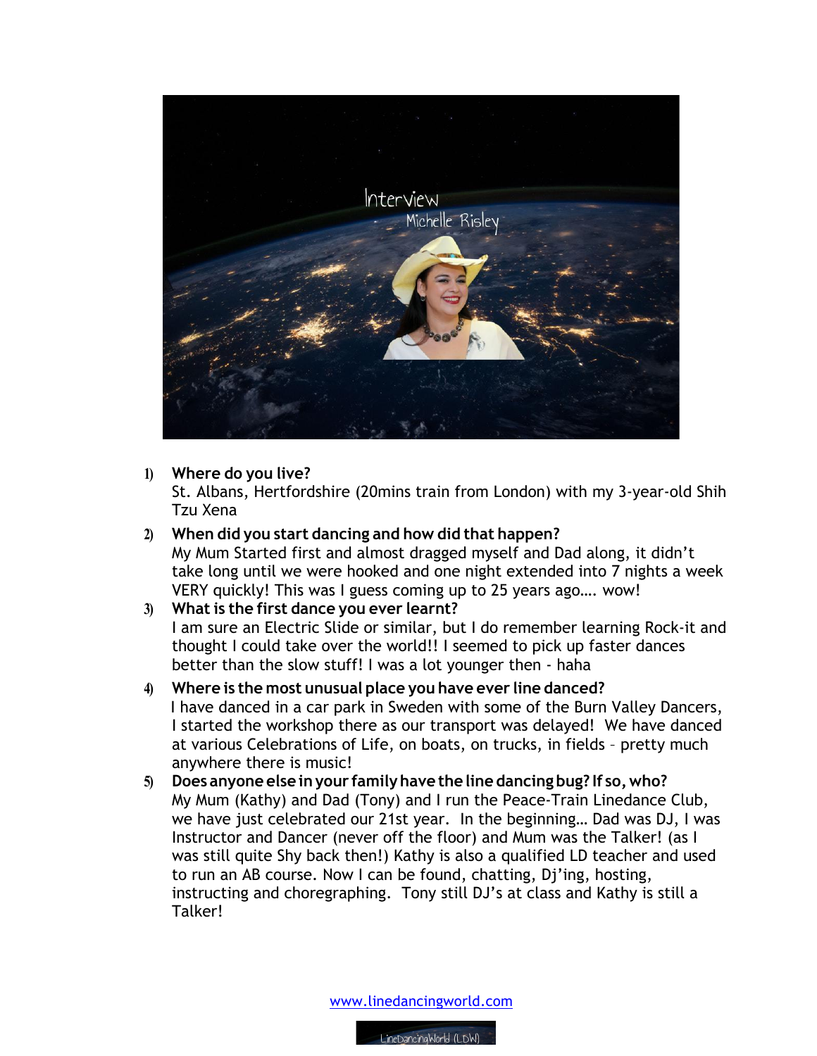Interview

Michelle Risley

1) **Where do you live?**
   St. Albans, Hertfordshire (20mins train from London) with my 3-year-old Shih Tzu Xena

2) **When did you start dancing and how did that happen?**
   My Mum Started first and almost dragged myself and Dad along, it didn't take long until we were hooked and one night extended into 7 nights a week VERY quickly! This was I guess coming up to 25 years ago…. wow!

3) **What is the first dance you ever learnt?**
   I am sure an Electric Slide or similar, but I do remember learning Rock-it and thought I could take over the world!! I seemed to pick up faster dances better than the slow stuff! I was a lot younger then - haha

4) **Where is the most unusual place you have ever line danced?**
   I have danced in a car park in Sweden with some of the Burn Valley Dancers, I started the workshop there as our transport was delayed! We have danced at various Celebrations of Life, on boats, on trucks, in fields – pretty much anywhere there is music!

5) **Does anyone else in your family have the line dancing bug? If so, who?**
   My Mum (Kathy) and Dad (Tony) and I run the Peace-Train Linedance Club, we have just celebrated our 21st year. In the beginning… Dad was DJ, I was Instructor and Dancer (never off the floor) and Mum was the Talker! (as I was still quite Shy back then!) Kathy is also a qualified LD teacher and used to run an AB course. Now I can be found, chatting, Dj'ing, hosting, instructing and choregraphing. Tony still DJ's at class and Kathy is still a Talker!

www.linedancingworld.com

LineDancingWorld (LDW)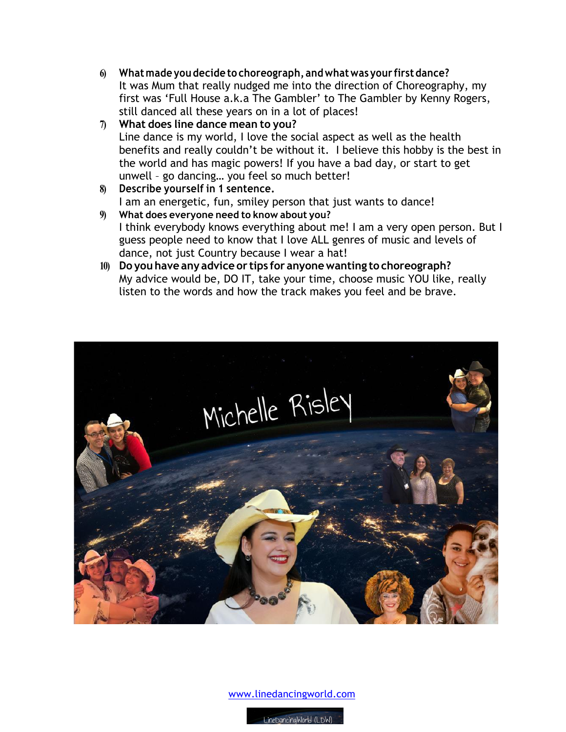6) **What made you decide to choreograph, and what was your first dance?**
   It was Mum that really nudged me into the direction of Choreography, my first was 'Full House a.k.a The Gambler' to The Gambler by Kenny Rogers, still danced all these years on in a lot of places!
7) **What does line dance mean to you?**
   Line dance is my world, I love the social aspect as well as the health benefits and really couldn't be without it. I believe this hobby is the best in the world and has magic powers! If you have a bad day, or start to get unwell – go dancing… you feel so much better!
8) **Describe yourself in 1 sentence.**
   I am an energetic, fun, smiley person that just wants to dance!
9) **What does everyone need to know about you?**
   I think everybody knows everything about me! I am a very open person. But I guess people need to know that I love ALL genres of music and levels of dance, not just Country because I wear a hat!
10) **Do you have any advice or tips for anyone wanting to choreograph?**
   My advice would be, DO IT, take your time, choose music YOU like, really listen to the words and how the track makes you feel and be brave.

Michelle Risley

www.linedancingworld.com

LineDancingWorld (LDW)